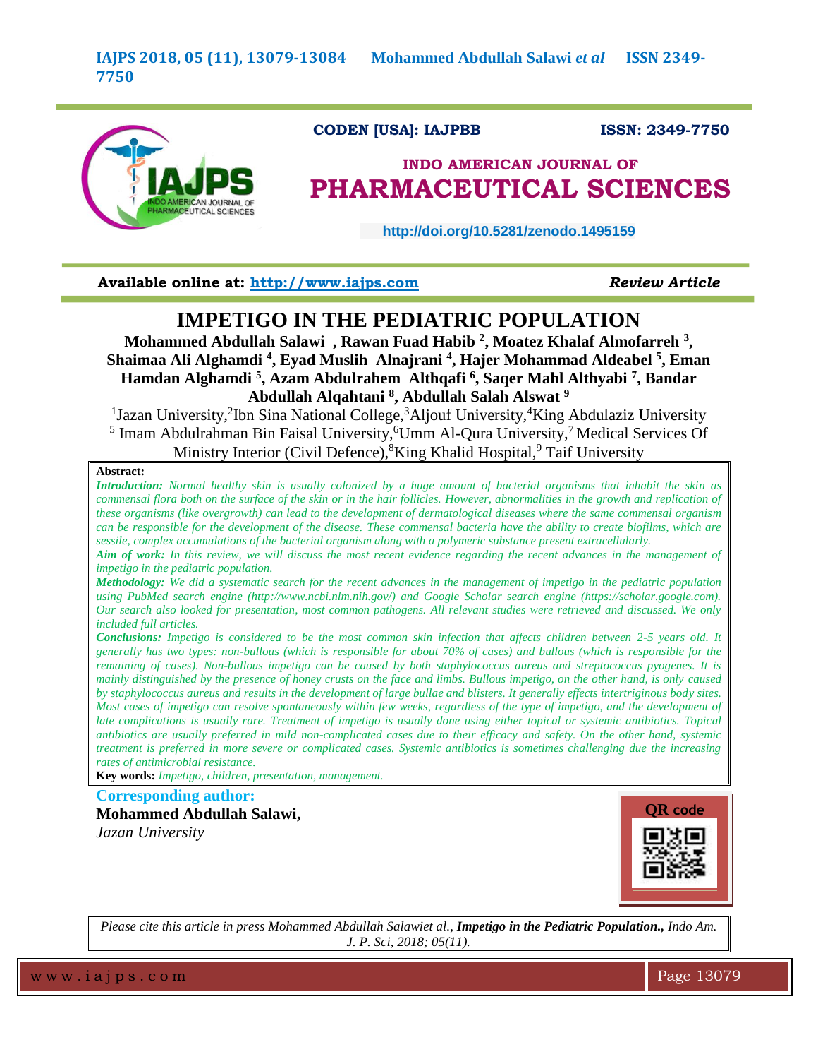CODEN [USA]: IAJPBB ISSN: 2349-7750

INDO AMERICAN JOURNAL OF

PHARMACEUTICAL SCIENCES

http://doi.org/10.5281/zenodo.1495159

Available online at: http://www.iajps.com *Review Article*

# IMPETIGO IN THE PEDIATRIC POPULATION

**Mohammed Abdullah Salawi , Rawan Fuad Habib [2], Moatez Khalaf Almofarreh [3], Shaimaa Ali Alghamdi [4], Eyad Muslih Alnajrani [4], Hajer Mohammad Aldeabel [5], Eman Hamdan Alghamdi [5], Azam Abdulrahem Althqafi [6], Saqer Mahl Althyabi [7], Bandar Abdullah Alqahtani [8], Abdullah Salah Alswat [9]**

[1]Jazan University,[2]Ibn Sina National College,[3]Aljouf University,[4]King Abdulaziz University
[5] Imam Abdulrahman Bin Faisal University,[6]Umm Al-Qura University,[7] Medical Services Of Ministry Interior (Civil Defence),[8]King Khalid Hospital,[9] Taif University

**Abstract:**

***Introduction:*** *Normal healthy skin is usually colonized by a huge amount of bacterial organisms that inhabit the skin as commensal flora both on the surface of the skin or in the hair follicles. However, abnormalities in the growth and replication of these organisms (like overgrowth) can lead to the development of dermatological diseases where the same commensal organism can be responsible for the development of the disease. These commensal bacteria have the ability to create biofilms, which are sessile, complex accumulations of the bacterial organism along with a polymeric substance present extracellularly.*

***Aim of work:*** *In this review, we will discuss the most recent evidence regarding the recent advances in the management of impetigo in the pediatric population.*

***Methodology:*** *We did a systematic search for the recent advances in the management of impetigo in the pediatric population using PubMed search engine (http://www.ncbi.nlm.nih.gov/) and Google Scholar search engine (https://scholar.google.com). Our search also looked for presentation, most common pathogens. All relevant studies were retrieved and discussed. We only included full articles.*

***Conclusions:*** *Impetigo is considered to be the most common skin infection that affects children between 2-5 years old. It generally has two types: non-bullous (which is responsible for about 70% of cases) and bullous (which is responsible for the remaining of cases). Non-bullous impetigo can be caused by both staphylococcus aureus and streptococcus pyogenes. It is mainly distinguished by the presence of honey crusts on the face and limbs. Bullous impetigo, on the other hand, is only caused by staphylococcus aureus and results in the development of large bullae and blisters. It generally effects intertriginous body sites. Most cases of impetigo can resolve spontaneously within few weeks, regardless of the type of impetigo, and the development of late complications is usually rare. Treatment of impetigo is usually done using either topical or systemic antibiotics. Topical antibiotics are usually preferred in mild non-complicated cases due to their efficacy and safety. On the other hand, systemic treatment is preferred in more severe or complicated cases. Systemic antibiotics is sometimes challenging due the increasing rates of antimicrobial resistance.*

**Key words:** *Impetigo, children, presentation, management.*

**Corresponding author:**

**Mohammed Abdullah Salawi,**
*Jazan University*

QR code

*Please cite this article in press Mohammed Abdullah Salawiet al.,* ***Impetigo in the Pediatric Population.,*** *Indo Am. J. P. Sci, 2018; 05(11).*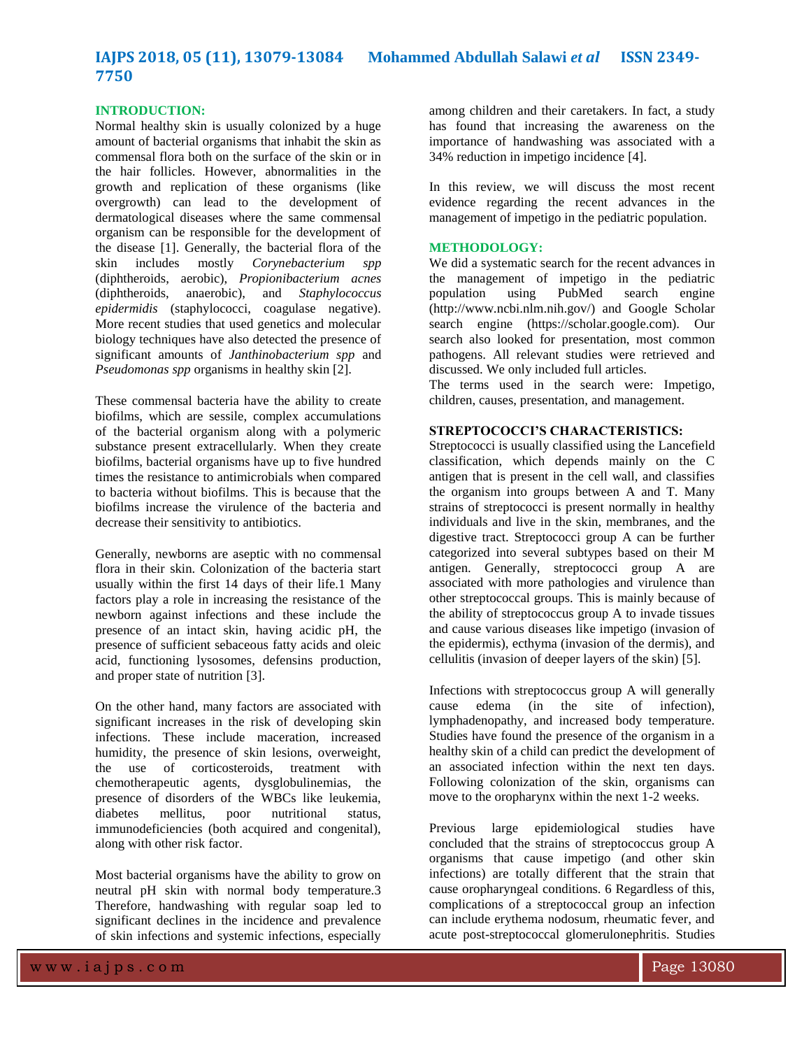## INTRODUCTION:

Normal healthy skin is usually colonized by a huge amount of bacterial organisms that inhabit the skin as commensal flora both on the surface of the skin or in the hair follicles. However, abnormalities in the growth and replication of these organisms (like overgrowth) can lead to the development of dermatological diseases where the same commensal organism can be responsible for the development of the disease [1]. Generally, the bacterial flora of the skin includes mostly *Corynebacterium spp* (diphtheroids, aerobic), *Propionibacterium acnes* (diphtheroids, anaerobic), and *Staphylococcus epidermidis* (staphylococci, coagulase negative). More recent studies that used genetics and molecular biology techniques have also detected the presence of significant amounts of *Janthinobacterium spp* and *Pseudomonas spp* organisms in healthy skin [2].

These commensal bacteria have the ability to create biofilms, which are sessile, complex accumulations of the bacterial organism along with a polymeric substance present extracellularly. When they create biofilms, bacterial organisms have up to five hundred times the resistance to antimicrobials when compared to bacteria without biofilms. This is because that the biofilms increase the virulence of the bacteria and decrease their sensitivity to antibiotics.

Generally, newborns are aseptic with no commensal flora in their skin. Colonization of the bacteria start usually within the first 14 days of their life.1 Many factors play a role in increasing the resistance of the newborn against infections and these include the presence of an intact skin, having acidic pH, the presence of sufficient sebaceous fatty acids and oleic acid, functioning lysosomes, defensins production, and proper state of nutrition [3].

On the other hand, many factors are associated with significant increases in the risk of developing skin infections. These include maceration, increased humidity, the presence of skin lesions, overweight, the use of corticosteroids, treatment with chemotherapeutic agents, dysglobulinemias, the presence of disorders of the WBCs like leukemia, diabetes mellitus, poor nutritional status, immunodeficiencies (both acquired and congenital), along with other risk factor.

Most bacterial organisms have the ability to grow on neutral pH skin with normal body temperature.3 Therefore, handwashing with regular soap led to significant declines in the incidence and prevalence of skin infections and systemic infections, especially among children and their caretakers. In fact, a study has found that increasing the awareness on the importance of handwashing was associated with a 34% reduction in impetigo incidence [4].

In this review, we will discuss the most recent evidence regarding the recent advances in the management of impetigo in the pediatric population.

## METHODOLOGY:

We did a systematic search for the recent advances in the management of impetigo in the pediatric population using PubMed search engine (http://www.ncbi.nlm.nih.gov/) and Google Scholar search engine (https://scholar.google.com). Our search also looked for presentation, most common pathogens. All relevant studies were retrieved and discussed. We only included full articles.

The terms used in the search were: Impetigo, children, causes, presentation, and management.

## STREPTOCOCCI'S CHARACTERISTICS:

Streptococci is usually classified using the Lancefield classification, which depends mainly on the C antigen that is present in the cell wall, and classifies the organism into groups between A and T. Many strains of streptococci is present normally in healthy individuals and live in the skin, membranes, and the digestive tract. Streptococci group A can be further categorized into several subtypes based on their M antigen. Generally, streptococci group A are associated with more pathologies and virulence than other streptococcal groups. This is mainly because of the ability of streptococcus group A to invade tissues and cause various diseases like impetigo (invasion of the epidermis), ecthyma (invasion of the dermis), and cellulitis (invasion of deeper layers of the skin) [5].

Infections with streptococcus group A will generally cause edema (in the site of infection), lymphadenopathy, and increased body temperature. Studies have found the presence of the organism in a healthy skin of a child can predict the development of an associated infection within the next ten days. Following colonization of the skin, organisms can move to the oropharynx within the next 1-2 weeks.

Previous large epidemiological studies have concluded that the strains of streptococcus group A organisms that cause impetigo (and other skin infections) are totally different that the strain that cause oropharyngeal conditions. 6 Regardless of this, complications of a streptococcal group an infection can include erythema nodosum, rheumatic fever, and acute post-streptococcal glomerulonephritis. Studies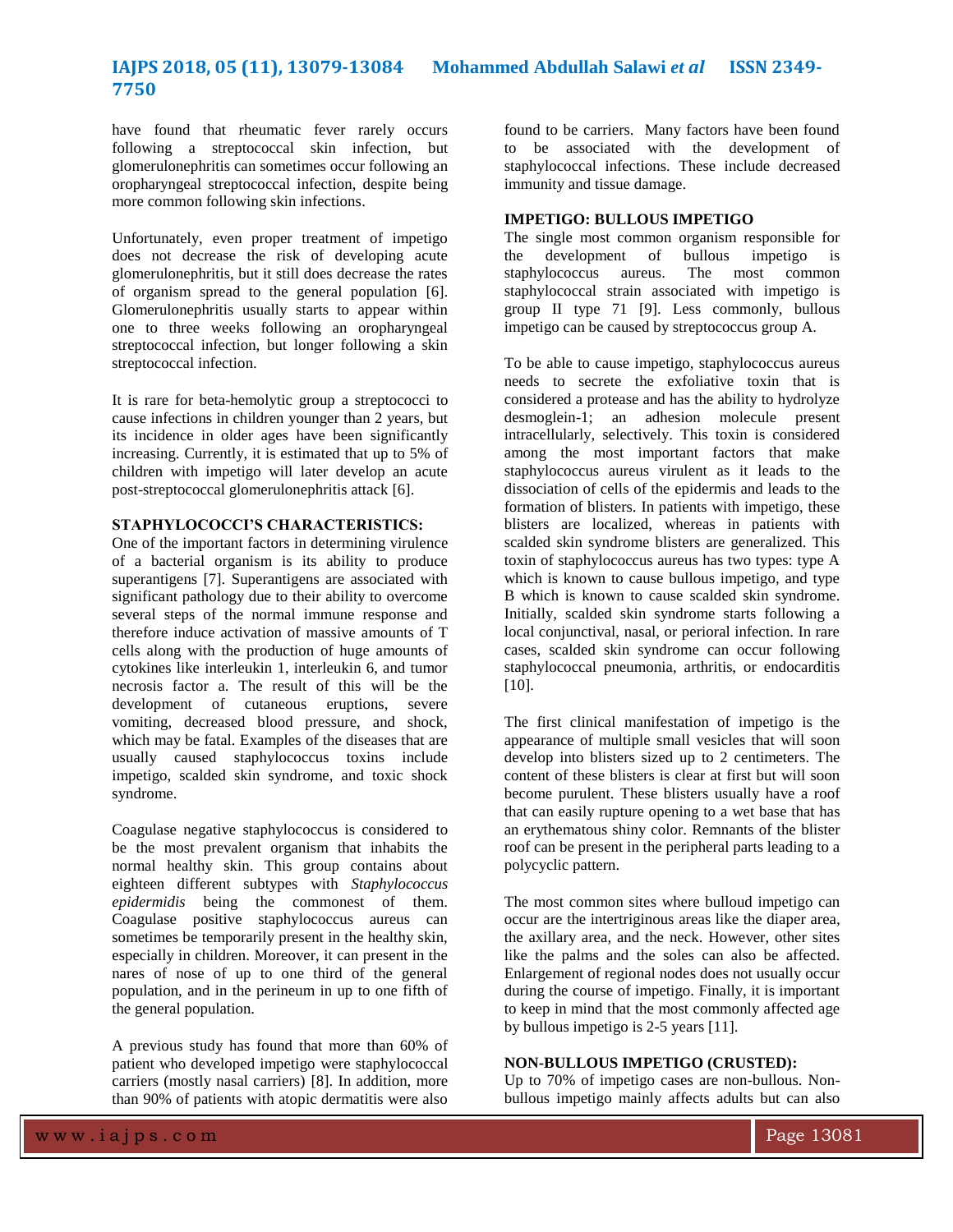have found that rheumatic fever rarely occurs following a streptococcal skin infection, but glomerulonephritis can sometimes occur following an oropharyngeal streptococcal infection, despite being more common following skin infections.

Unfortunately, even proper treatment of impetigo does not decrease the risk of developing acute glomerulonephritis, but it still does decrease the rates of organism spread to the general population [6]. Glomerulonephritis usually starts to appear within one to three weeks following an oropharyngeal streptococcal infection, but longer following a skin streptococcal infection.

It is rare for beta-hemolytic group a streptococci to cause infections in children younger than 2 years, but its incidence in older ages have been significantly increasing. Currently, it is estimated that up to 5% of children with impetigo will later develop an acute post-streptococcal glomerulonephritis attack [6].

**STAPHYLOCOCCI'S CHARACTERISTICS:**

One of the important factors in determining virulence of a bacterial organism is its ability to produce superantigens [7]. Superantigens are associated with significant pathology due to their ability to overcome several steps of the normal immune response and therefore induce activation of massive amounts of T cells along with the production of huge amounts of cytokines like interleukin 1, interleukin 6, and tumor necrosis factor a. The result of this will be the development of cutaneous eruptions, severe vomiting, decreased blood pressure, and shock, which may be fatal. Examples of the diseases that are usually caused staphylococcus toxins include impetigo, scalded skin syndrome, and toxic shock syndrome.

Coagulase negative staphylococcus is considered to be the most prevalent organism that inhabits the normal healthy skin. This group contains about eighteen different subtypes with *Staphylococcus epidermidis* being the commonest of them. Coagulase positive staphylococcus aureus can sometimes be temporarily present in the healthy skin, especially in children. Moreover, it can present in the nares of nose of up to one third of the general population, and in the perineum in up to one fifth of the general population.

A previous study has found that more than 60% of patient who developed impetigo were staphylococcal carriers (mostly nasal carriers) [8]. In addition, more than 90% of patients with atopic dermatitis were also found to be carriers. Many factors have been found to be associated with the development of staphylococcal infections. These include decreased immunity and tissue damage.

**IMPETIGO: BULLOUS IMPETIGO**

The single most common organism responsible for the development of bullous impetigo is staphylococcus aureus. The most common staphylococcal strain associated with impetigo is group II type 71 [9]. Less commonly, bullous impetigo can be caused by streptococcus group A.

To be able to cause impetigo, staphylococcus aureus needs to secrete the exfoliative toxin that is considered a protease and has the ability to hydrolyze desmoglein-1; an adhesion molecule present intracellularly, selectively. This toxin is considered among the most important factors that make staphylococcus aureus virulent as it leads to the dissociation of cells of the epidermis and leads to the formation of blisters. In patients with impetigo, these blisters are localized, whereas in patients with scalded skin syndrome blisters are generalized. This toxin of staphylococcus aureus has two types: type A which is known to cause bullous impetigo, and type B which is known to cause scalded skin syndrome. Initially, scalded skin syndrome starts following a local conjunctival, nasal, or perioral infection. In rare cases, scalded skin syndrome can occur following staphylococcal pneumonia, arthritis, or endocarditis [10].

The first clinical manifestation of impetigo is the appearance of multiple small vesicles that will soon develop into blisters sized up to 2 centimeters. The content of these blisters is clear at first but will soon become purulent. These blisters usually have a roof that can easily rupture opening to a wet base that has an erythematous shiny color. Remnants of the blister roof can be present in the peripheral parts leading to a polycyclic pattern.

The most common sites where bulloud impetigo can occur are the intertriginous areas like the diaper area, the axillary area, and the neck. However, other sites like the palms and the soles can also be affected. Enlargement of regional nodes does not usually occur during the course of impetigo. Finally, it is important to keep in mind that the most commonly affected age by bullous impetigo is 2-5 years [11].

**NON-BULLOUS IMPETIGO (CRUSTED):**

Up to 70% of impetigo cases are non-bullous. Non-bullous impetigo mainly affects adults but can also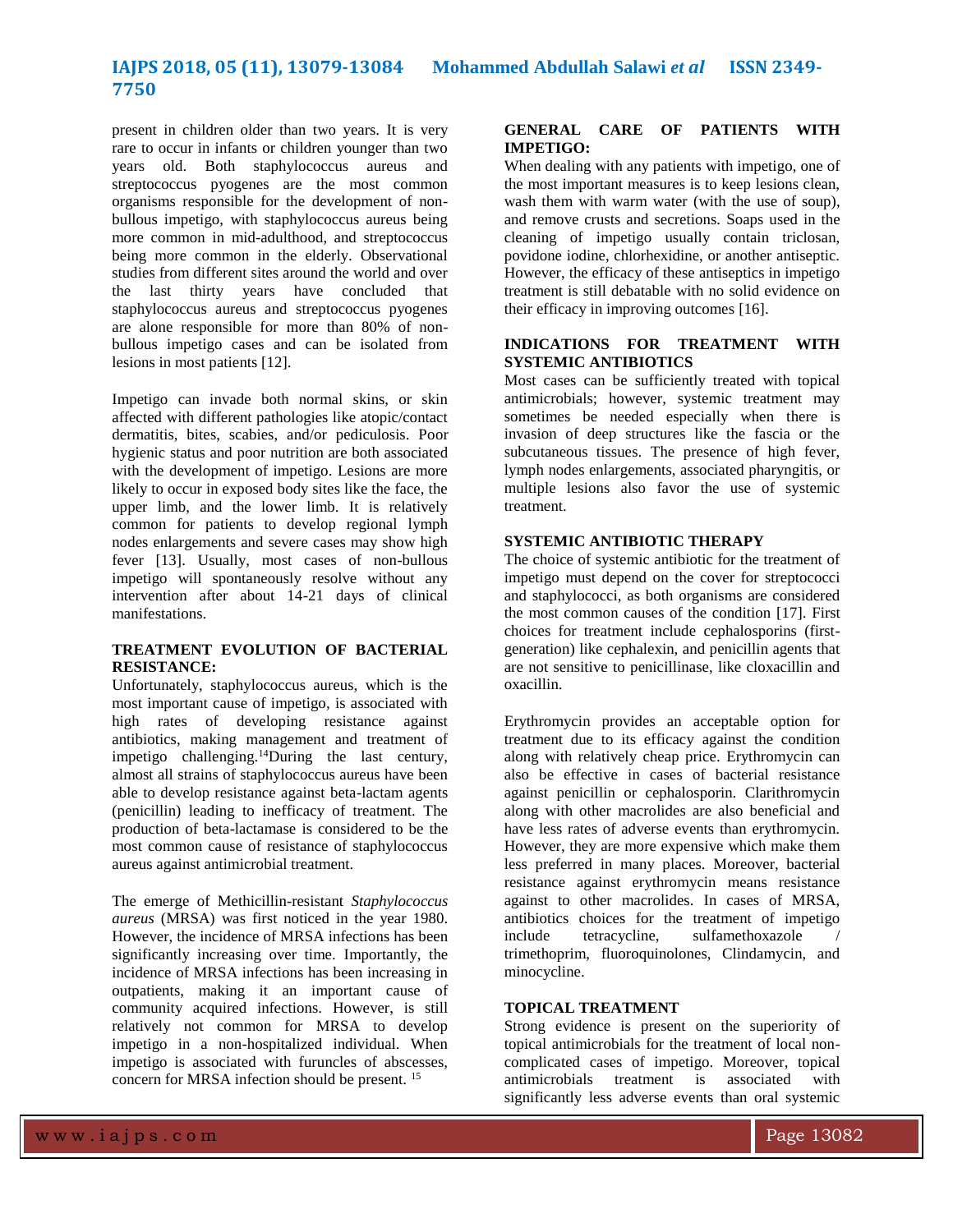present in children older than two years. It is very rare to occur in infants or children younger than two years old. Both staphylococcus aureus and streptococcus pyogenes are the most common organisms responsible for the development of non-bullous impetigo, with staphylococcus aureus being more common in mid-adulthood, and streptococcus being more common in the elderly. Observational studies from different sites around the world and over the last thirty years have concluded that staphylococcus aureus and streptococcus pyogenes are alone responsible for more than 80% of non-bullous impetigo cases and can be isolated from lesions in most patients [12].

Impetigo can invade both normal skins, or skin affected with different pathologies like atopic/contact dermatitis, bites, scabies, and/or pediculosis. Poor hygienic status and poor nutrition are both associated with the development of impetigo. Lesions are more likely to occur in exposed body sites like the face, the upper limb, and the lower limb. It is relatively common for patients to develop regional lymph nodes enlargements and severe cases may show high fever [13]. Usually, most cases of non-bullous impetigo will spontaneously resolve without any intervention after about 14-21 days of clinical manifestations.

**TREATMENT EVOLUTION OF BACTERIAL RESISTANCE:**

Unfortunately, staphylococcus aureus, which is the most important cause of impetigo, is associated with high rates of developing resistance against antibiotics, making management and treatment of impetigo challenging.[14]During the last century, almost all strains of staphylococcus aureus have been able to develop resistance against beta-lactam agents (penicillin) leading to inefficacy of treatment. The production of beta-lactamase is considered to be the most common cause of resistance of staphylococcus aureus against antimicrobial treatment.

The emerge of Methicillin-resistant *Staphylococcus aureus* (MRSA) was first noticed in the year 1980. However, the incidence of MRSA infections has been significantly increasing over time. Importantly, the incidence of MRSA infections has been increasing in outpatients, making it an important cause of community acquired infections. However, is still relatively not common for MRSA to develop impetigo in a non-hospitalized individual. When impetigo is associated with furuncles of abscesses, concern for MRSA infection should be present. [15]

**GENERAL CARE OF PATIENTS WITH IMPETIGO:**

When dealing with any patients with impetigo, one of the most important measures is to keep lesions clean, wash them with warm water (with the use of soup), and remove crusts and secretions. Soaps used in the cleaning of impetigo usually contain triclosan, povidone iodine, chlorhexidine, or another antiseptic. However, the efficacy of these antiseptics in impetigo treatment is still debatable with no solid evidence on their efficacy in improving outcomes [16].

**INDICATIONS FOR TREATMENT WITH SYSTEMIC ANTIBIOTICS**

Most cases can be sufficiently treated with topical antimicrobials; however, systemic treatment may sometimes be needed especially when there is invasion of deep structures like the fascia or the subcutaneous tissues. The presence of high fever, lymph nodes enlargements, associated pharyngitis, or multiple lesions also favor the use of systemic treatment.

**SYSTEMIC ANTIBIOTIC THERAPY**

The choice of systemic antibiotic for the treatment of impetigo must depend on the cover for streptococci and staphylococci, as both organisms are considered the most common causes of the condition [17]. First choices for treatment include cephalosporins (first-generation) like cephalexin, and penicillin agents that are not sensitive to penicillinase, like cloxacillin and oxacillin.

Erythromycin provides an acceptable option for treatment due to its efficacy against the condition along with relatively cheap price. Erythromycin can also be effective in cases of bacterial resistance against penicillin or cephalosporin. Clarithromycin along with other macrolides are also beneficial and have less rates of adverse events than erythromycin. However, they are more expensive which make them less preferred in many places. Moreover, bacterial resistance against erythromycin means resistance against to other macrolides. In cases of MRSA, antibiotics choices for the treatment of impetigo include tetracycline, sulfamethoxazole / trimethoprim, fluoroquinolones, Clindamycin, and minocycline.

**TOPICAL TREATMENT**

Strong evidence is present on the superiority of topical antimicrobials for the treatment of local non-complicated cases of impetigo. Moreover, topical antimicrobials treatment is associated with significantly less adverse events than oral systemic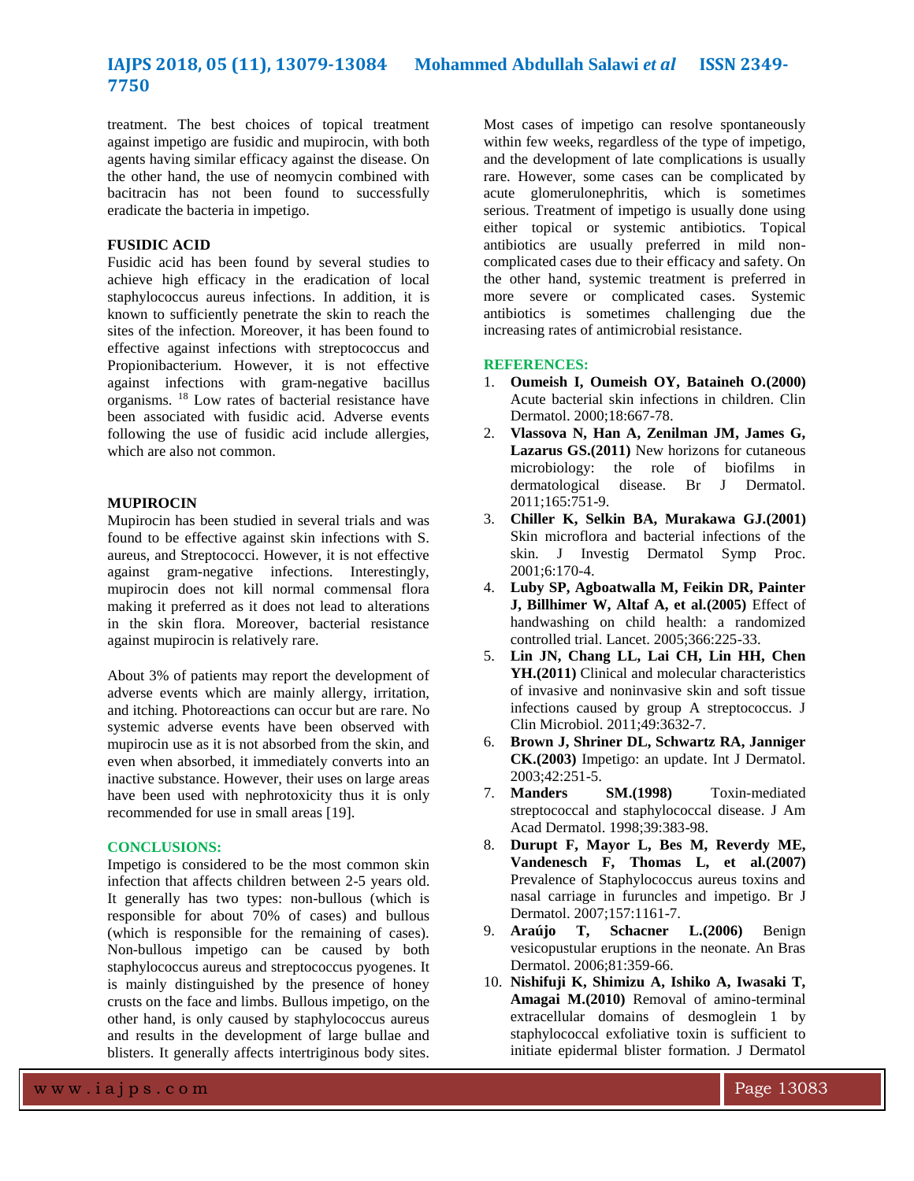treatment. The best choices of topical treatment against impetigo are fusidic and mupirocin, with both agents having similar efficacy against the disease. On the other hand, the use of neomycin combined with bacitracin has not been found to successfully eradicate the bacteria in impetigo.

**FUSIDIC ACID**

Fusidic acid has been found by several studies to achieve high efficacy in the eradication of local staphylococcus aureus infections. In addition, it is known to sufficiently penetrate the skin to reach the sites of the infection. Moreover, it has been found to effective against infections with streptococcus and Propionibacterium. However, it is not effective against infections with gram-negative bacillus organisms. [18] Low rates of bacterial resistance have been associated with fusidic acid. Adverse events following the use of fusidic acid include allergies, which are also not common.

**MUPIROCIN**

Mupirocin has been studied in several trials and was found to be effective against skin infections with S. aureus, and Streptococci. However, it is not effective against gram-negative infections. Interestingly, mupirocin does not kill normal commensal flora making it preferred as it does not lead to alterations in the skin flora. Moreover, bacterial resistance against mupirocin is relatively rare.

About 3% of patients may report the development of adverse events which are mainly allergy, irritation, and itching. Photoreactions can occur but are rare. No systemic adverse events have been observed with mupirocin use as it is not absorbed from the skin, and even when absorbed, it immediately converts into an inactive substance. However, their uses on large areas have been used with nephrotoxicity thus it is only recommended for use in small areas [19].

**CONCLUSIONS:**

Impetigo is considered to be the most common skin infection that affects children between 2-5 years old. It generally has two types: non-bullous (which is responsible for about 70% of cases) and bullous (which is responsible for the remaining of cases). Non-bullous impetigo can be caused by both staphylococcus aureus and streptococcus pyogenes. It is mainly distinguished by the presence of honey crusts on the face and limbs. Bullous impetigo, on the other hand, is only caused by staphylococcus aureus and results in the development of large bullae and blisters. It generally affects intertriginous body sites. Most cases of impetigo can resolve spontaneously within few weeks, regardless of the type of impetigo, and the development of late complications is usually rare. However, some cases can be complicated by acute glomerulonephritis, which is sometimes serious. Treatment of impetigo is usually done using either topical or systemic antibiotics. Topical antibiotics are usually preferred in mild non-complicated cases due to their efficacy and safety. On the other hand, systemic treatment is preferred in more severe or complicated cases. Systemic antibiotics is sometimes challenging due the increasing rates of antimicrobial resistance.

**REFERENCES:**

1. **Oumeish I, Oumeish OY, Bataineh O.(2000)** Acute bacterial skin infections in children. Clin Dermatol. 2000;18:667-78.
2. **Vlassova N, Han A, Zenilman JM, James G, Lazarus GS.(2011)** New horizons for cutaneous microbiology: the role of biofilms in dermatological disease. Br J Dermatol. 2011;165:751-9.
3. **Chiller K, Selkin BA, Murakawa GJ.(2001)** Skin microflora and bacterial infections of the skin. J Investig Dermatol Symp Proc. 2001;6:170-4.
4. **Luby SP, Agboatwalla M, Feikin DR, Painter J, Billhimer W, Altaf A, et al.(2005)** Effect of handwashing on child health: a randomized controlled trial. Lancet. 2005;366:225-33.
5. **Lin JN, Chang LL, Lai CH, Lin HH, Chen YH.(2011)** Clinical and molecular characteristics of invasive and noninvasive skin and soft tissue infections caused by group A streptococcus. J Clin Microbiol. 2011;49:3632-7.
6. **Brown J, Shriner DL, Schwartz RA, Janniger CK.(2003)** Impetigo: an update. Int J Dermatol. 2003;42:251-5.
7. **Manders SM.(1998)** Toxin-mediated streptococcal and staphylococcal disease. J Am Acad Dermatol. 1998;39:383-98.
8. **Durupt F, Mayor L, Bes M, Reverdy ME, Vandenesch F, Thomas L, et al.(2007)** Prevalence of Staphylococcus aureus toxins and nasal carriage in furuncles and impetigo. Br J Dermatol. 2007;157:1161-7.
9. **Araújo T, Schacner L.(2006)** Benign vesicopustular eruptions in the neonate. An Bras Dermatol. 2006;81:359-66.
10. **Nishifuji K, Shimizu A, Ishiko A, Iwasaki T, Amagai M.(2010)** Removal of amino-terminal extracellular domains of desmoglein 1 by staphylococcal exfoliative toxin is sufficient to initiate epidermal blister formation. J Dermatol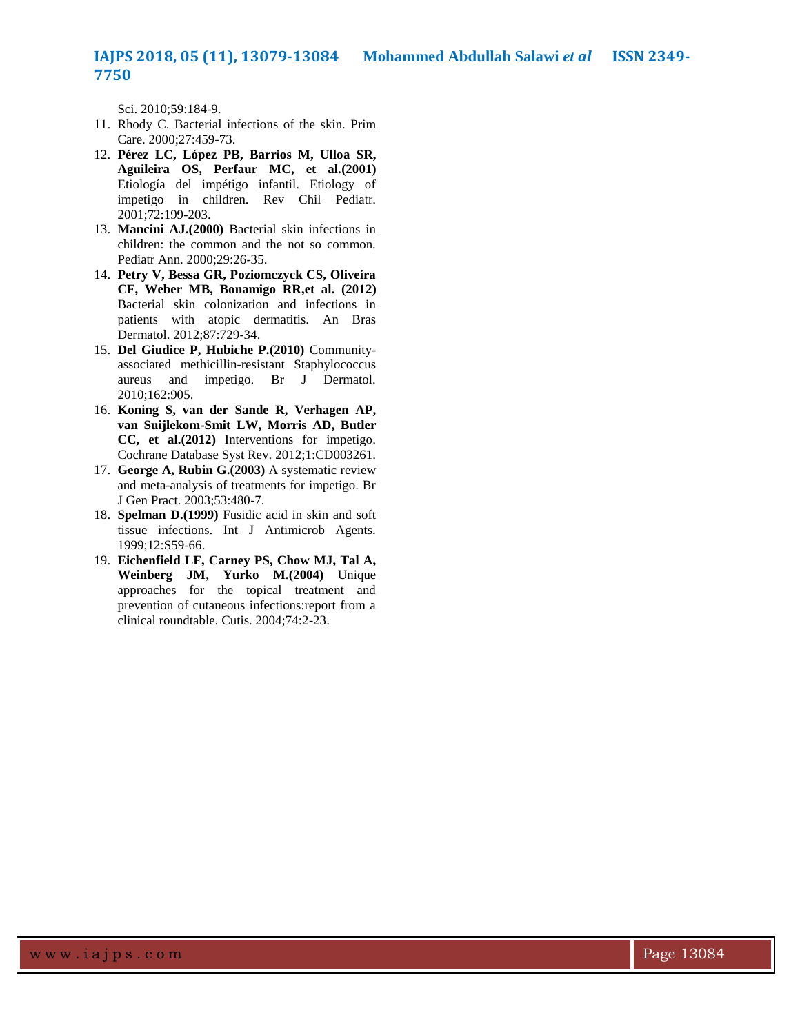Sci. 2010;59:184-9.

11. Rhody C. Bacterial infections of the skin. Prim Care. 2000;27:459-73.
12. **Pérez LC, López PB, Barrios M, Ulloa SR, Aguileira OS, Perfaur MC, et al.(2001)** Etiología del impétigo infantil. Etiology of impetigo in children. Rev Chil Pediatr. 2001;72:199-203.
13. **Mancini AJ.(2000)** Bacterial skin infections in children: the common and the not so common. Pediatr Ann. 2000;29:26-35.
14. **Petry V, Bessa GR, Poziomczyck CS, Oliveira CF, Weber MB, Bonamigo RR,et al. (2012)** Bacterial skin colonization and infections in patients with atopic dermatitis. An Bras Dermatol. 2012;87:729-34.
15. **Del Giudice P, Hubiche P.(2010)** Community-associated methicillin-resistant Staphylococcus aureus and impetigo. Br J Dermatol. 2010;162:905.
16. **Koning S, van der Sande R, Verhagen AP, van Suijlekom-Smit LW, Morris AD, Butler CC, et al.(2012)** Interventions for impetigo. Cochrane Database Syst Rev. 2012;1:CD003261.
17. **George A, Rubin G.(2003)** A systematic review and meta-analysis of treatments for impetigo. Br J Gen Pract. 2003;53:480-7.
18. **Spelman D.(1999)** Fusidic acid in skin and soft tissue infections. Int J Antimicrob Agents. 1999;12:S59-66.
19. **Eichenfield LF, Carney PS, Chow MJ, Tal A, Weinberg JM, Yurko M.(2004)** Unique approaches for the topical treatment and prevention of cutaneous infections:report from a clinical roundtable. Cutis. 2004;74:2-23.